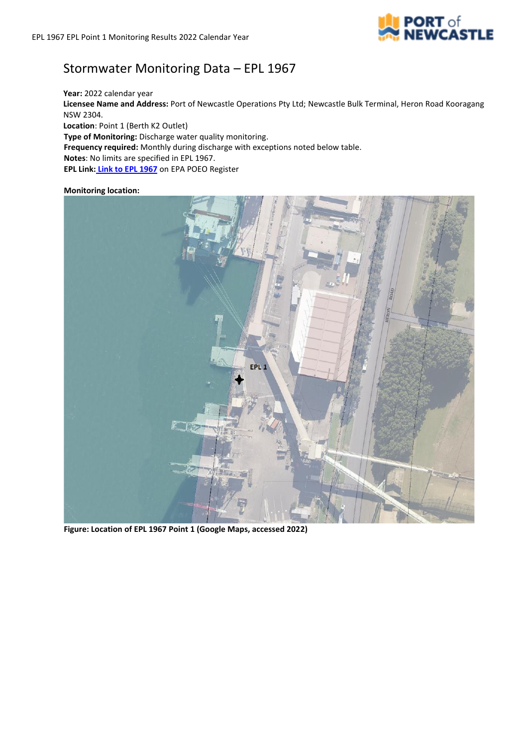# Stormwater Monitoring Data – EPL 1967

**Year:** 2022 calendar year
**Licensee Name and Address:** Port of Newcastle Operations Pty Ltd; Newcastle Bulk Terminal, Heron Road Kooragang NSW 2304.
**Location**: Point 1 (Berth K2 Outlet)
**Type of Monitoring:** Discharge water quality monitoring.
**Frequency required:** Monthly during discharge with exceptions noted below table.
**Notes**: No limits are specified in EPL 1967.
**EPL Link:** Link to EPL 1967 on EPA POEO Register

**Monitoring location:**

**Figure: Location of EPL 1967 Point 1 (Google Maps, accessed 2022)**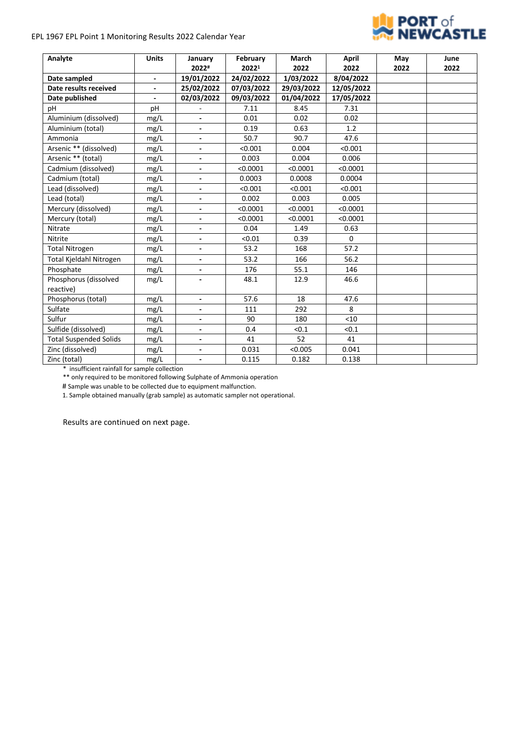EPL 1967 EPL Point 1 Monitoring Results 2022 Calendar Year

| Analyte | Units | January 2022# | February 2022[1] | March 2022 | April 2022 | May 2022 | June 2022 |
|---|---|---|---|---|---|---|---|
| **Date sampled** | - | 19/01/2022 | 24/02/2022 | 1/03/2022 | 8/04/2022 | | |
| **Date results received** | - | 25/02/2022 | 07/03/2022 | 29/03/2022 | 12/05/2022 | | |
| **Date published** | - | 02/03/2022 | 09/03/2022 | 01/04/2022 | 17/05/2022 | | |
| pH | pH | - | 7.11 | 8.45 | 7.31 | | |
| Aluminium (dissolved) | mg/L | - | 0.01 | 0.02 | 0.02 | | |
| Aluminium (total) | mg/L | - | 0.19 | 0.63 | 1.2 | | |
| Ammonia | mg/L | - | 50.7 | 90.7 | 47.6 | | |
| Arsenic ** (dissolved) | mg/L | - | <0.001 | 0.004 | <0.001 | | |
| Arsenic ** (total) | mg/L | - | 0.003 | 0.004 | 0.006 | | |
| Cadmium (dissolved) | mg/L | - | <0.0001 | <0.0001 | <0.0001 | | |
| Cadmium (total) | mg/L | - | 0.0003 | 0.0008 | 0.0004 | | |
| Lead (dissolved) | mg/L | - | <0.001 | <0.001 | <0.001 | | |
| Lead (total) | mg/L | - | 0.002 | 0.003 | 0.005 | | |
| Mercury (dissolved) | mg/L | - | <0.0001 | <0.0001 | <0.0001 | | |
| Mercury (total) | mg/L | - | <0.0001 | <0.0001 | <0.0001 | | |
| Nitrate | mg/L | - | 0.04 | 1.49 | 0.63 | | |
| Nitrite | mg/L | - | <0.01 | 0.39 | 0 | | |
| Total Nitrogen | mg/L | - | 53.2 | 168 | 57.2 | | |
| Total Kjeldahl Nitrogen | mg/L | - | 53.2 | 166 | 56.2 | | |
| Phosphate | mg/L | - | 176 | 55.1 | 146 | | |
| Phosphorus (dissolved reactive) | mg/L | - | 48.1 | 12.9 | 46.6 | | |
| Phosphorus (total) | mg/L | - | 57.6 | 18 | 47.6 | | |
| Sulfate | mg/L | - | 111 | 292 | 8 | | |
| Sulfur | mg/L | - | 90 | 180 | <10 | | |
| Sulfide (dissolved) | mg/L | - | 0.4 | <0.1 | <0.1 | | |
| Total Suspended Solids | mg/L | - | 41 | 52 | 41 | | |
| Zinc (dissolved) | mg/L | - | 0.031 | <0.005 | 0.041 | | |
| Zinc (total) | mg/L | - | 0.115 | 0.182 | 0.138 | | |

\* insufficient rainfall for sample collection

** only required to be monitored following Sulphate of Ammonia operation

# Sample was unable to be collected due to equipment malfunction.

1. Sample obtained manually (grab sample) as automatic sampler not operational.

Results are continued on next page.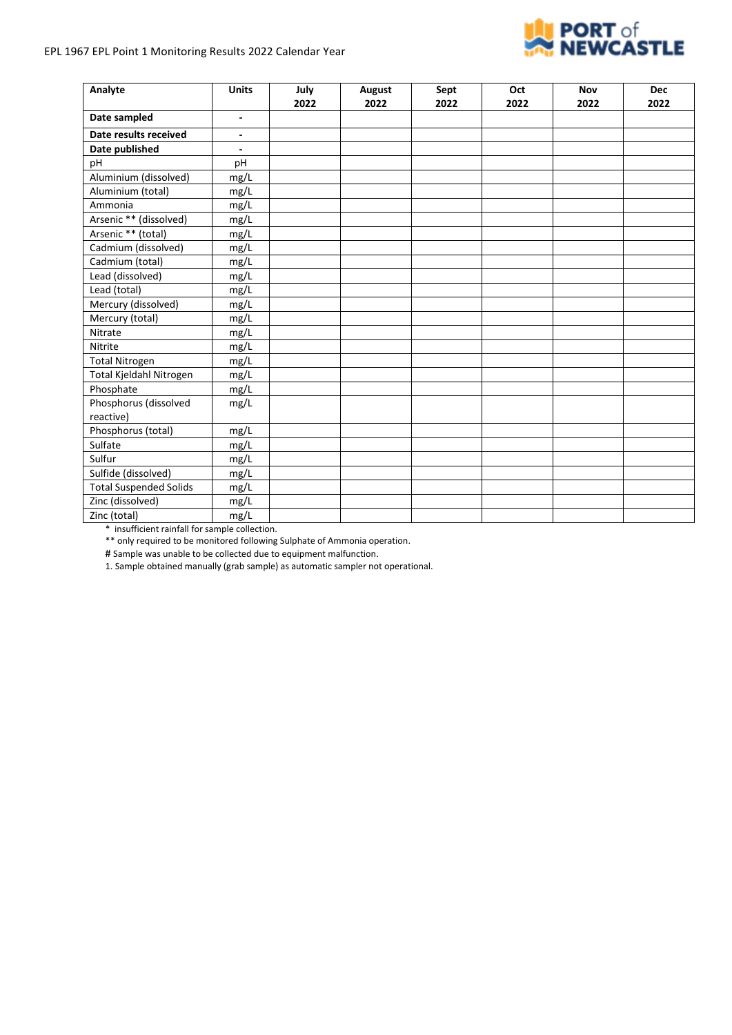EPL 1967 EPL Point 1 Monitoring Results 2022 Calendar Year

| Analyte | Units | July 2022 | August 2022 | Sept 2022 | Oct 2022 | Nov 2022 | Dec 2022 |
|---|---|---|---|---|---|---|---|
| **Date sampled** | - | | | | | | |
| **Date results received** | - | | | | | | |
| **Date published** | - | | | | | | |
| pH | pH | | | | | | |
| Aluminium (dissolved) | mg/L | | | | | | |
| Aluminium (total) | mg/L | | | | | | |
| Ammonia | mg/L | | | | | | |
| Arsenic ** (dissolved) | mg/L | | | | | | |
| Arsenic ** (total) | mg/L | | | | | | |
| Cadmium (dissolved) | mg/L | | | | | | |
| Cadmium (total) | mg/L | | | | | | |
| Lead (dissolved) | mg/L | | | | | | |
| Lead (total) | mg/L | | | | | | |
| Mercury (dissolved) | mg/L | | | | | | |
| Mercury (total) | mg/L | | | | | | |
| Nitrate | mg/L | | | | | | |
| Nitrite | mg/L | | | | | | |
| Total Nitrogen | mg/L | | | | | | |
| Total Kjeldahl Nitrogen | mg/L | | | | | | |
| Phosphate | mg/L | | | | | | |
| Phosphorus (dissolved reactive) | mg/L | | | | | | |
| Phosphorus (total) | mg/L | | | | | | |
| Sulfate | mg/L | | | | | | |
| Sulfur | mg/L | | | | | | |
| Sulfide (dissolved) | mg/L | | | | | | |
| Total Suspended Solids | mg/L | | | | | | |
| Zinc (dissolved) | mg/L | | | | | | |
| Zinc (total) | mg/L | | | | | | |

* insufficient rainfall for sample collection.

** only required to be monitored following Sulphate of Ammonia operation.

# Sample was unable to be collected due to equipment malfunction.

1. Sample obtained manually (grab sample) as automatic sampler not operational.